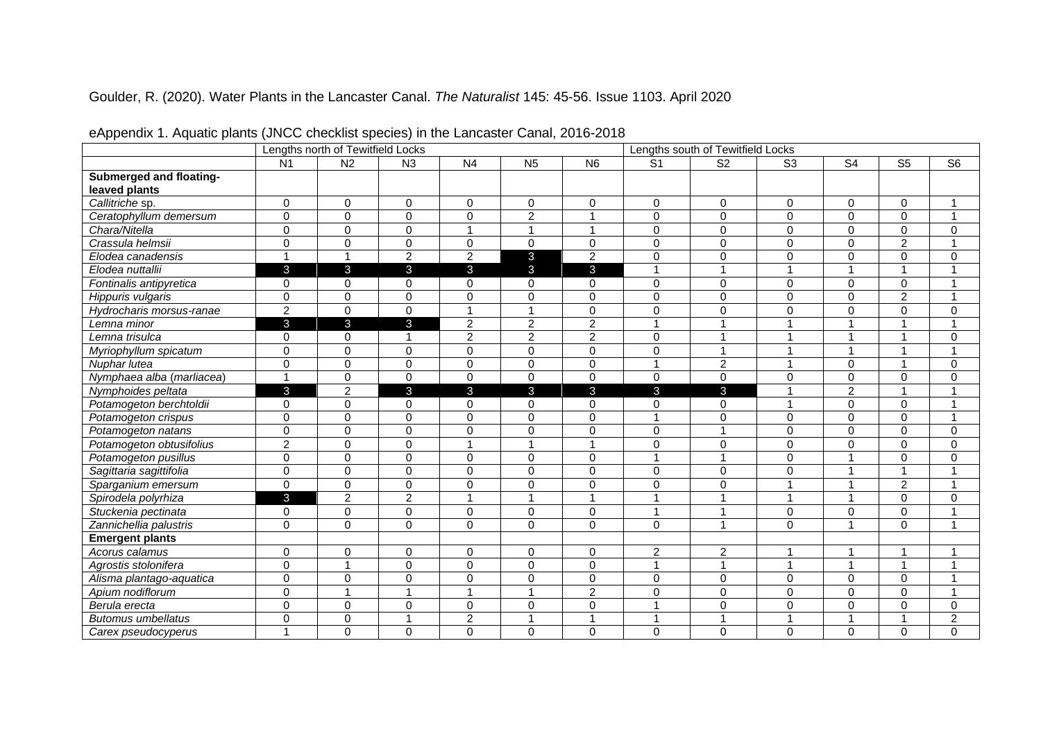Goulder, R. (2020). Water Plants in the Lancaster Canal. *The Naturalist* 145: 45-56. Issue 1103. April 2020

eAppendix 1. Aquatic plants (JNCC checklist species) in the Lancaster Canal, 2016-2018

| | Lengths north of Tewitfield Locks | | | | | | Lengths south of Tewitfield Locks | | | | | |
|---|---|---|---|---|---|---|---|---|---|---|---|---|
| | N1 | N2 | N3 | N4 | N5 | N6 | S1 | S2 | S3 | S4 | S5 | S6 |
| **Submerged and floating-leaved plants** | | | | | | | | | | | | |
| *Callitriche* sp. | 0 | 0 | 0 | 0 | 0 | 0 | 0 | 0 | 0 | 0 | 0 | 1 |
| *Ceratophyllum demersum* | 0 | 0 | 0 | 0 | 2 | 1 | 0 | 0 | 0 | 0 | 0 | 1 |
| *Chara/Nitella* | 0 | 0 | 0 | 1 | 1 | 1 | 0 | 0 | 0 | 0 | 0 | 0 |
| *Crassula helmsii* | 0 | 0 | 0 | 0 | 0 | 0 | 0 | 0 | 0 | 0 | 2 | 1 |
| *Elodea canadensis* | 1 | 1 | 2 | 2 | 3 | 2 | 0 | 0 | 0 | 0 | 0 | 0 |
| *Elodea nuttallii* | 3 | 3 | 3 | 3 | 3 | 3 | 1 | 1 | 1 | 1 | 1 | 1 |
| *Fontinalis antipyretica* | 0 | 0 | 0 | 0 | 0 | 0 | 0 | 0 | 0 | 0 | 0 | 1 |
| *Hippuris vulgaris* | 0 | 0 | 0 | 0 | 0 | 0 | 0 | 0 | 0 | 0 | 2 | 1 |
| *Hydrocharis morsus-ranae* | 2 | 0 | 0 | 1 | 1 | 0 | 0 | 0 | 0 | 0 | 0 | 0 |
| *Lemna minor* | 3 | 3 | 3 | 2 | 2 | 2 | 1 | 1 | 1 | 1 | 1 | 1 |
| *Lemna trisulca* | 0 | 0 | 1 | 2 | 2 | 2 | 0 | 1 | 1 | 1 | 1 | 0 |
| *Myriophyllum spicatum* | 0 | 0 | 0 | 0 | 0 | 0 | 0 | 1 | 1 | 1 | 1 | 1 |
| *Nuphar lutea* | 0 | 0 | 0 | 0 | 0 | 0 | 1 | 2 | 1 | 0 | 1 | 0 |
| *Nymphaea alba* (*marliacea*) | 1 | 0 | 0 | 0 | 0 | 0 | 0 | 0 | 0 | 0 | 0 | 0 |
| *Nymphoides peltata* | 3 | 2 | 3 | 3 | 3 | 3 | 3 | 3 | 1 | 2 | 1 | 1 |
| *Potamogeton berchtoldii* | 0 | 0 | 0 | 0 | 0 | 0 | 0 | 0 | 1 | 0 | 0 | 1 |
| *Potamogeton crispus* | 0 | 0 | 0 | 0 | 0 | 0 | 1 | 0 | 0 | 0 | 0 | 1 |
| *Potamogeton natans* | 0 | 0 | 0 | 0 | 0 | 0 | 0 | 1 | 0 | 0 | 0 | 0 |
| *Potamogeton obtusifolius* | 2 | 0 | 0 | 1 | 1 | 1 | 0 | 0 | 0 | 0 | 0 | 0 |
| *Potamogeton pusillus* | 0 | 0 | 0 | 0 | 0 | 0 | 1 | 1 | 0 | 1 | 0 | 0 |
| *Sagittaria sagittifolia* | 0 | 0 | 0 | 0 | 0 | 0 | 0 | 0 | 0 | 1 | 1 | 1 |
| *Sparganium emersum* | 0 | 0 | 0 | 0 | 0 | 0 | 0 | 0 | 1 | 1 | 2 | 1 |
| *Spirodela polyrhiza* | 3 | 2 | 2 | 1 | 1 | 1 | 1 | 1 | 1 | 1 | 0 | 0 |
| *Stuckenia pectinata* | 0 | 0 | 0 | 0 | 0 | 0 | 1 | 1 | 0 | 0 | 0 | 1 |
| *Zannichellia palustris* | 0 | 0 | 0 | 0 | 0 | 0 | 0 | 1 | 0 | 1 | 0 | 1 |
| **Emergent plants** | | | | | | | | | | | | |
| *Acorus calamus* | 0 | 0 | 0 | 0 | 0 | 0 | 2 | 2 | 1 | 1 | 1 | 1 |
| *Agrostis stolonifera* | 0 | 1 | 0 | 0 | 0 | 0 | 1 | 1 | 1 | 1 | 1 | 1 |
| *Alisma plantago-aquatica* | 0 | 0 | 0 | 0 | 0 | 0 | 0 | 0 | 0 | 0 | 0 | 1 |
| *Apium nodiflorum* | 0 | 1 | 1 | 1 | 1 | 2 | 0 | 0 | 0 | 0 | 0 | 1 |
| *Berula erecta* | 0 | 0 | 0 | 0 | 0 | 0 | 1 | 0 | 0 | 0 | 0 | 0 |
| *Butomus umbellatus* | 0 | 0 | 1 | 2 | 1 | 1 | 1 | 1 | 1 | 1 | 1 | 2 |
| *Carex pseudocyperus* | 1 | 0 | 0 | 0 | 0 | 0 | 0 | 0 | 0 | 0 | 0 | 0 |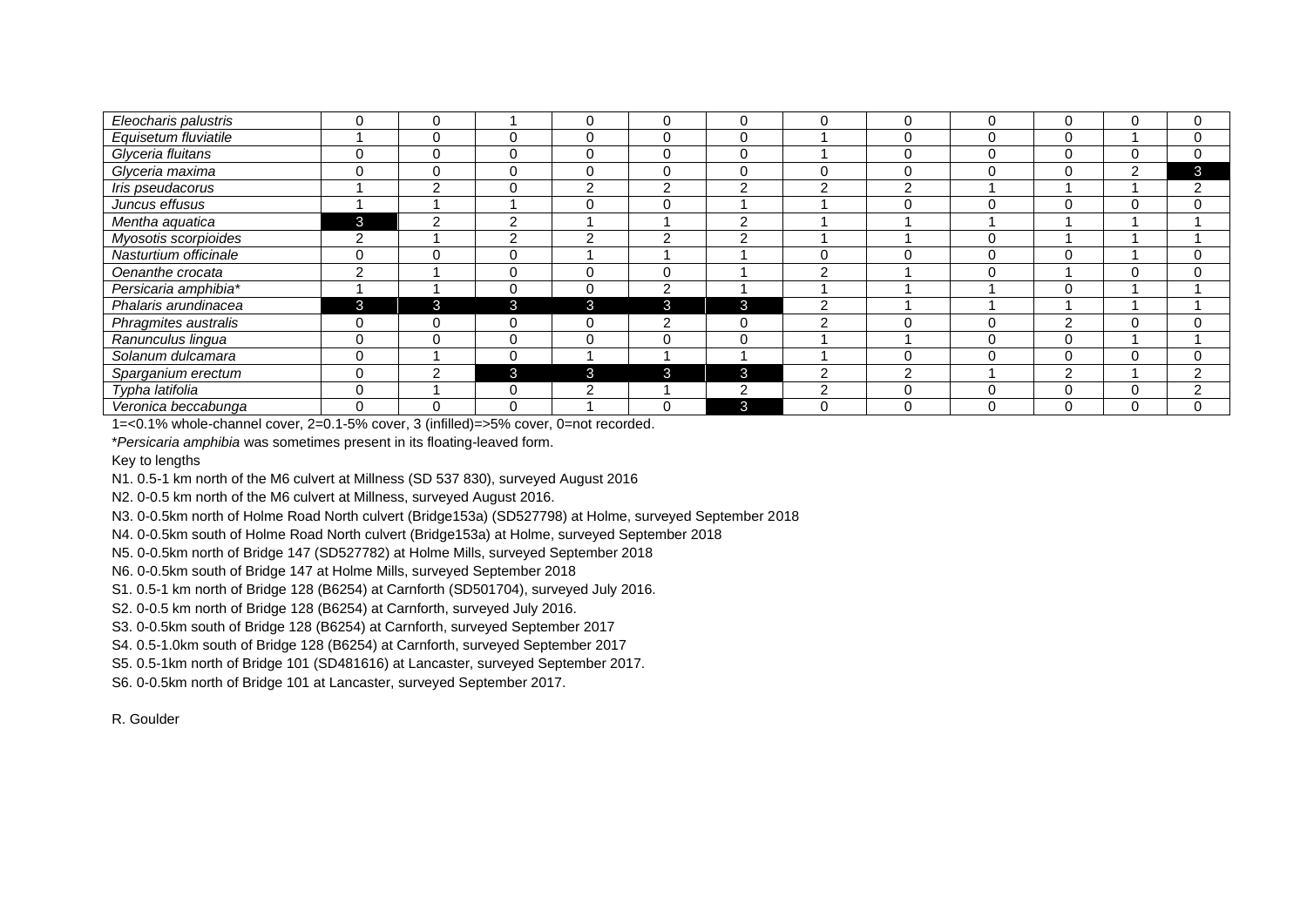| | | | | | | | | | | | | |
|---|---|---|---|---|---|---|---|---|---|---|---|---|
| *Eleocharis palustris* | 0 | 0 | 1 | 0 | 0 | 0 | 0 | 0 | 0 | 0 | 0 | 0 |
| *Equisetum fluviatile* | 1 | 0 | 0 | 0 | 0 | 0 | 1 | 0 | 0 | 0 | 1 | 0 |
| *Glyceria fluitans* | 0 | 0 | 0 | 0 | 0 | 0 | 1 | 0 | 0 | 0 | 0 | 0 |
| *Glyceria maxima* | 0 | 0 | 0 | 0 | 0 | 0 | 0 | 0 | 0 | 0 | 2 | 3 |
| *Iris pseudacorus* | 1 | 2 | 0 | 2 | 2 | 2 | 2 | 2 | 1 | 1 | 1 | 2 |
| *Juncus effusus* | 1 | 1 | 1 | 0 | 0 | 1 | 1 | 0 | 0 | 0 | 0 | 0 |
| *Mentha aquatica* | 3 | 2 | 2 | 1 | 1 | 2 | 1 | 1 | 1 | 1 | 1 | 1 |
| *Myosotis scorpioides* | 2 | 1 | 2 | 2 | 2 | 2 | 1 | 1 | 0 | 1 | 1 | 1 |
| *Nasturtium officinale* | 0 | 0 | 0 | 1 | 1 | 1 | 0 | 0 | 0 | 0 | 1 | 0 |
| *Oenanthe crocata* | 2 | 1 | 0 | 0 | 0 | 1 | 2 | 1 | 0 | 1 | 0 | 0 |
| *Persicaria amphibia** | 1 | 1 | 0 | 0 | 2 | 1 | 1 | 1 | 1 | 0 | 1 | 1 |
| *Phalaris arundinacea* | 3 | 3 | 3 | 3 | 3 | 3 | 2 | 1 | 1 | 1 | 1 | 1 |
| *Phragmites australis* | 0 | 0 | 0 | 0 | 2 | 0 | 2 | 0 | 0 | 2 | 0 | 0 |
| *Ranunculus lingua* | 0 | 0 | 0 | 0 | 0 | 0 | 1 | 1 | 0 | 0 | 1 | 1 |
| *Solanum dulcamara* | 0 | 1 | 0 | 1 | 1 | 1 | 1 | 0 | 0 | 0 | 0 | 0 |
| *Sparganium erectum* | 0 | 2 | 3 | 3 | 3 | 3 | 2 | 2 | 1 | 2 | 1 | 2 |
| *Typha latifolia* | 0 | 1 | 0 | 2 | 1 | 2 | 2 | 0 | 0 | 0 | 0 | 2 |
| *Veronica beccabunga* | 0 | 0 | 0 | 1 | 0 | 3 | 0 | 0 | 0 | 0 | 0 | 0 |

1=<0.1% whole-channel cover, 2=0.1-5% cover, 3 (infilled)=>5% cover, 0=not recorded.

**Persicaria amphibia* was sometimes present in its floating-leaved form.

Key to lengths

N1. 0.5-1 km north of the M6 culvert at Millness (SD 537 830), surveyed August 2016

N2. 0-0.5 km north of the M6 culvert at Millness, surveyed August 2016.

N3. 0-0.5km north of Holme Road North culvert (Bridge153a) (SD527798) at Holme, surveyed September 2018

N4. 0-0.5km south of Holme Road North culvert (Bridge153a) at Holme, surveyed September 2018

N5. 0-0.5km north of Bridge 147 (SD527782) at Holme Mills, surveyed September 2018

N6. 0-0.5km south of Bridge 147 at Holme Mills, surveyed September 2018

S1. 0.5-1 km north of Bridge 128 (B6254) at Carnforth (SD501704), surveyed July 2016.

S2. 0-0.5 km north of Bridge 128 (B6254) at Carnforth, surveyed July 2016.

S3. 0-0.5km south of Bridge 128 (B6254) at Carnforth, surveyed September 2017

S4. 0.5-1.0km south of Bridge 128 (B6254) at Carnforth, surveyed September 2017

S5. 0.5-1km north of Bridge 101 (SD481616) at Lancaster, surveyed September 2017.

S6. 0-0.5km north of Bridge 101 at Lancaster, surveyed September 2017.

R. Goulder